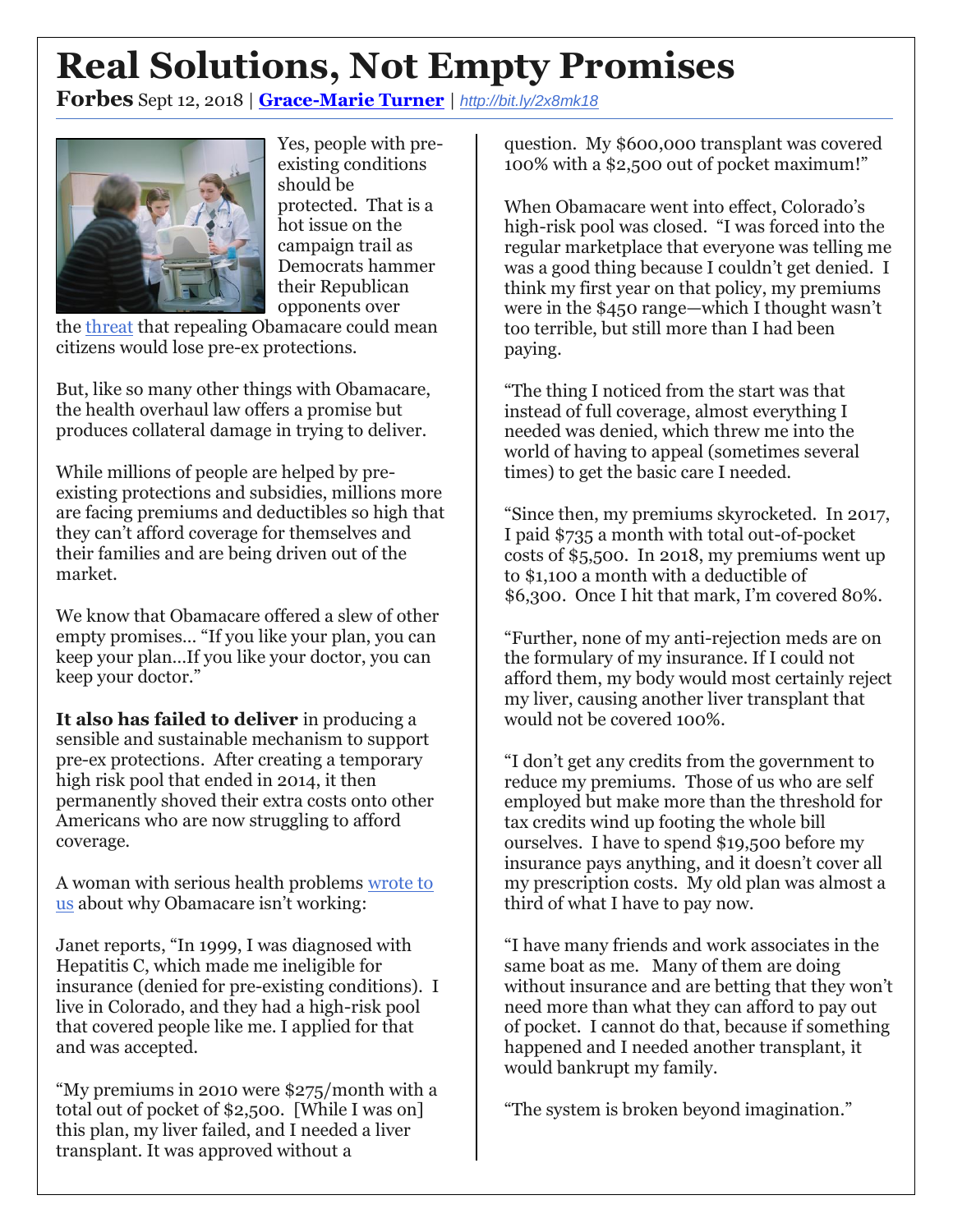# Real Solutions, Not Empty Promises

**Forbes** Sept 12, 2018 | **Grace-Marie Turner** | *http://bit.ly/2x8mk18*

Yes, people with pre-existing conditions should be protected. That is a hot issue on the campaign trail as Democrats hammer their Republican opponents over the threat that repealing Obamacare could mean citizens would lose pre-ex protections.

But, like so many other things with Obamacare, the health overhaul law offers a promise but produces collateral damage in trying to deliver.

While millions of people are helped by pre-existing protections and subsidies, millions more are facing premiums and deductibles so high that they can't afford coverage for themselves and their families and are being driven out of the market.

We know that Obamacare offered a slew of other empty promises… "If you like your plan, you can keep your plan…If you like your doctor, you can keep your doctor."

**It also has failed to deliver** in producing a sensible and sustainable mechanism to support pre-ex protections. After creating a temporary high risk pool that ended in 2014, it then permanently shoved their extra costs onto other Americans who are now struggling to afford coverage.

A woman with serious health problems wrote to us about why Obamacare isn't working:

Janet reports, "In 1999, I was diagnosed with Hepatitis C, which made me ineligible for insurance (denied for pre-existing conditions). I live in Colorado, and they had a high-risk pool that covered people like me. I applied for that and was accepted.

"My premiums in 2010 were $275/month with a total out of pocket of $2,500. [While I was on] this plan, my liver failed, and I needed a liver transplant. It was approved without a question. My $600,000 transplant was covered 100% with a $2,500 out of pocket maximum!"

When Obamacare went into effect, Colorado's high-risk pool was closed. "I was forced into the regular marketplace that everyone was telling me was a good thing because I couldn't get denied. I think my first year on that policy, my premiums were in the $450 range—which I thought wasn't too terrible, but still more than I had been paying.

"The thing I noticed from the start was that instead of full coverage, almost everything I needed was denied, which threw me into the world of having to appeal (sometimes several times) to get the basic care I needed.

"Since then, my premiums skyrocketed. In 2017, I paid $735 a month with total out-of-pocket costs of $5,500. In 2018, my premiums went up to $1,100 a month with a deductible of $6,300. Once I hit that mark, I'm covered 80%.

"Further, none of my anti-rejection meds are on the formulary of my insurance. If I could not afford them, my body would most certainly reject my liver, causing another liver transplant that would not be covered 100%.

"I don't get any credits from the government to reduce my premiums. Those of us who are self employed but make more than the threshold for tax credits wind up footing the whole bill ourselves. I have to spend $19,500 before my insurance pays anything, and it doesn't cover all my prescription costs. My old plan was almost a third of what I have to pay now.

"I have many friends and work associates in the same boat as me. Many of them are doing without insurance and are betting that they won't need more than what they can afford to pay out of pocket. I cannot do that, because if something happened and I needed another transplant, it would bankrupt my family.

"The system is broken beyond imagination."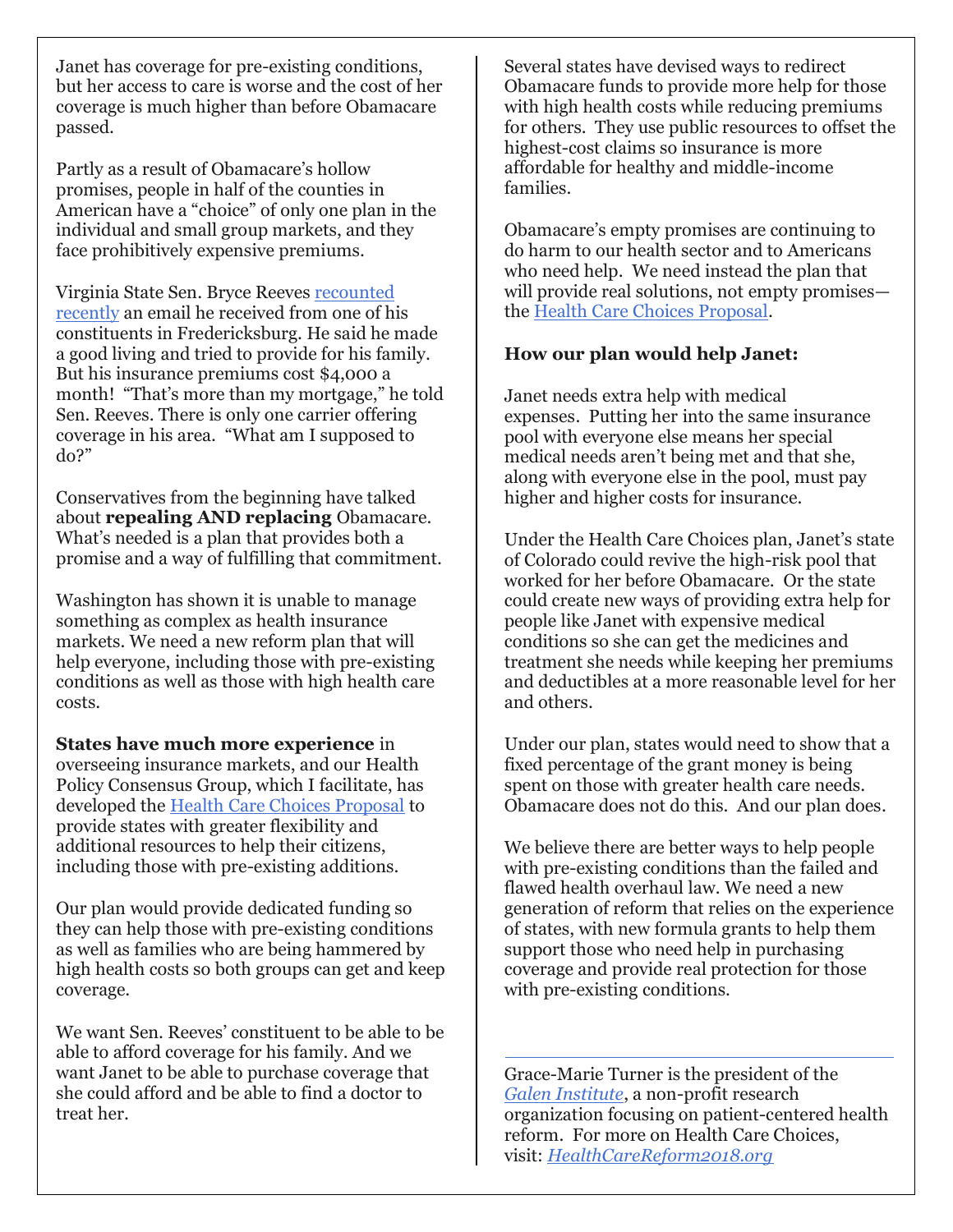Janet has coverage for pre-existing conditions, but her access to care is worse and the cost of her coverage is much higher than before Obamacare passed.

Partly as a result of Obamacare's hollow promises, people in half of the counties in American have a "choice" of only one plan in the individual and small group markets, and they face prohibitively expensive premiums.

Virginia State Sen. Bryce Reeves [recounted recently]() an email he received from one of his constituents in Fredericksburg. He said he made a good living and tried to provide for his family. But his insurance premiums cost $4,000 a month! "That's more than my mortgage," he told Sen. Reeves. There is only one carrier offering coverage in his area. "What am I supposed to do?"

Conservatives from the beginning have talked about **repealing AND replacing** Obamacare. What's needed is a plan that provides both a promise and a way of fulfilling that commitment.

Washington has shown it is unable to manage something as complex as health insurance markets. We need a new reform plan that will help everyone, including those with pre-existing conditions as well as those with high health care costs.

**States have much more experience** in overseeing insurance markets, and our Health Policy Consensus Group, which I facilitate, has developed the [Health Care Choices Proposal]() to provide states with greater flexibility and additional resources to help their citizens, including those with pre-existing additions.

Our plan would provide dedicated funding so they can help those with pre-existing conditions as well as families who are being hammered by high health costs so both groups can get and keep coverage.

We want Sen. Reeves' constituent to be able to be able to afford coverage for his family. And we want Janet to be able to purchase coverage that she could afford and be able to find a doctor to treat her.

Several states have devised ways to redirect Obamacare funds to provide more help for those with high health costs while reducing premiums for others. They use public resources to offset the highest-cost claims so insurance is more affordable for healthy and middle-income families.

Obamacare's empty promises are continuing to do harm to our health sector and to Americans who need help. We need instead the plan that will provide real solutions, not empty promises—the [Health Care Choices Proposal]().

**How our plan would help Janet:**

Janet needs extra help with medical expenses. Putting her into the same insurance pool with everyone else means her special medical needs aren't being met and that she, along with everyone else in the pool, must pay higher and higher costs for insurance.

Under the Health Care Choices plan, Janet's state of Colorado could revive the high-risk pool that worked for her before Obamacare. Or the state could create new ways of providing extra help for people like Janet with expensive medical conditions so she can get the medicines and treatment she needs while keeping her premiums and deductibles at a more reasonable level for her and others.

Under our plan, states would need to show that a fixed percentage of the grant money is being spent on those with greater health care needs. Obamacare does not do this. And our plan does.

We believe there are better ways to help people with pre-existing conditions than the failed and flawed health overhaul law. We need a new generation of reform that relies on the experience of states, with new formula grants to help them support those who need help in purchasing coverage and provide real protection for those with pre-existing conditions.

---

Grace-Marie Turner is the president of the *[Galen Institute]()*, a non-profit research organization focusing on patient-centered health reform. For more on Health Care Choices, visit: *[HealthCareReform2018.org]()*